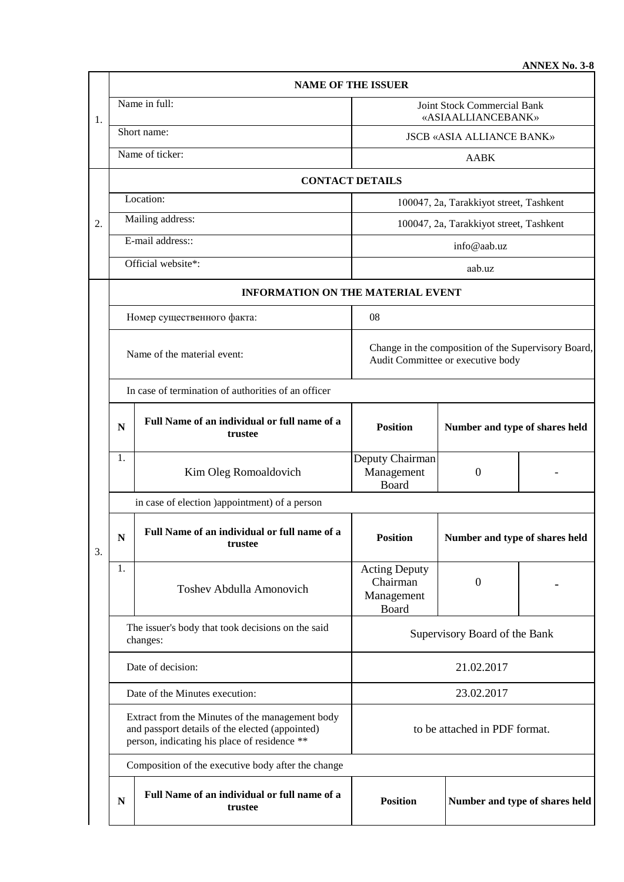**ANNEX No. 3-8**

| | | | | | |
|---|---|---|---|---|---|
| 1. | **NAME OF THE ISSUER** | | | | |
| | Name in full: | | Joint Stock Commercial Bank «ASIAALLIANCEBANK» | | |
| | Short name: | | JSCB «ASIA ALLIANCE BANK» | | |
| | Name of ticker: | | AABK | | |
| 2. | **CONTACT DETAILS** | | | | |
| | Location: | | 100047, 2a, Tarakkiyot street, Tashkent | | |
| | Mailing address: | | 100047, 2a, Tarakkiyot street, Tashkent | | |
| | E-mail address:: | | info@aab.uz | | |
| | Official website*: | | aab.uz | | |
| 3. | **INFORMATION ON THE MATERIAL EVENT** | | | | |
| | Номер существенного факта: | | 08 | | |
| | Name of the material event: | | Change in the composition of the Supervisory Board, Audit Committee or executive body | | |
| | In case of termination of authorities of an officer | | | | |
| | **N** | **Full Name of an individual or full name of a trustee** | **Position** | **Number and type of shares held** | |
| | 1. | Kim Oleg Romoaldovich | Deputy Chairman Management Board | 0 | - |
| | in case of election )appointment) of a person | | | | |
| | **N** | **Full Name of an individual or full name of a trustee** | **Position** | **Number and type of shares held** | |
| | 1. | Toshev Abdulla Amonovich | Acting Deputy Chairman Management Board | 0 | - |
| | The issuer's body that took decisions on the said changes: | | Supervisory Board of the Bank | | |
| | Date of decision: | | 21.02.2017 | | |
| | Date of the Minutes execution: | | 23.02.2017 | | |
| | Extract from the Minutes of the management body and passport details of the elected (appointed) person, indicating his place of residence ** | | to be attached in PDF format. | | |
| | Composition of the executive body after the change | | | | |
| | **N** | **Full Name of an individual or full name of a trustee** | **Position** | **Number and type of shares held** | |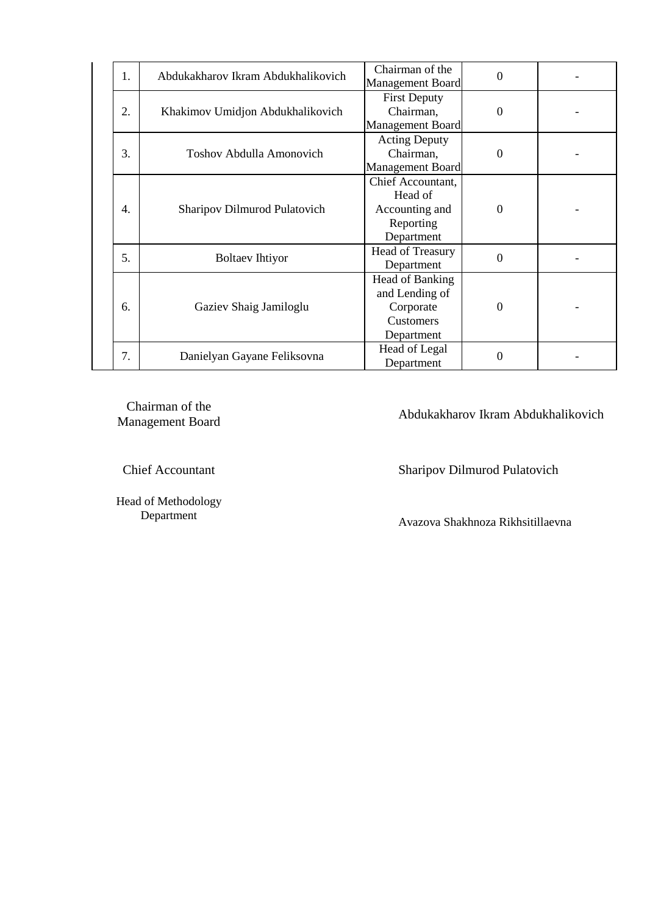| | | | | |
|---|---|---|---|---|
| 1. | Abdukakharov Ikram Abdukhalikovich | Chairman of the Management Board | 0 | - |
| 2. | Khakimov Umidjon Abdukhalikovich | First Deputy Chairman, Management Board | 0 | - |
| 3. | Toshov Abdulla Amonovich | Acting Deputy Chairman, Management Board | 0 | - |
| 4. | Sharipov Dilmurod Pulatovich | Chief Accountant, Head of Accounting and Reporting Department | 0 | - |
| 5. | Boltaev Ihtiyor | Head of Treasury Department | 0 | - |
| 6. | Gaziev Shaig Jamiloglu | Head of Banking and Lending of Corporate Customers Department | 0 | - |
| 7. | Danielyan Gayane Feliksovna | Head of Legal Department | 0 | - |

Chairman of the Management Board — Abdukakharov Ikram Abdukhalikovich

Chief Accountant — Sharipov Dilmurod Pulatovich

Head of Methodology Department — Avazova Shakhnoza Rikhsitillaevna